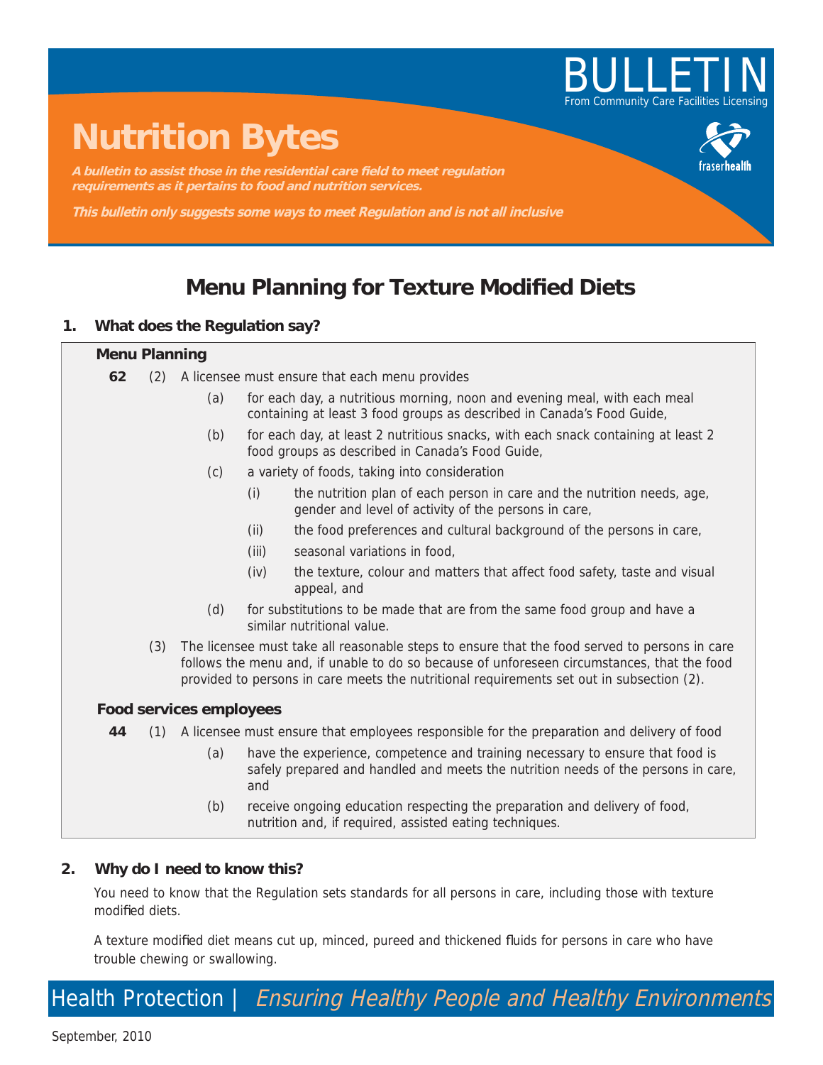# BULLETIN

From Community Care Facilities Licensing

# Nutrition Bytes

***A bulletin to assist those in the residential care field to meet regulation requirements as it pertains to food and nutrition services.***

***This bulletin only suggests some ways to meet Regulation and is not all inclusive***

## Menu Planning for Texture Modified Diets

### 1. What does the Regulation say?

**Menu Planning**

**62** (2) A licensee must ensure that each menu provides

- (a) for each day, a nutritious morning, noon and evening meal, with each meal containing at least 3 food groups as described in Canada's Food Guide,
- (b) for each day, at least 2 nutritious snacks, with each snack containing at least 2 food groups as described in Canada's Food Guide,
- (c) a variety of foods, taking into consideration
  - (i) the nutrition plan of each person in care and the nutrition needs, age, gender and level of activity of the persons in care,
  - (ii) the food preferences and cultural background of the persons in care,
  - (iii) seasonal variations in food,
  - (iv) the texture, colour and matters that affect food safety, taste and visual appeal, and
- (d) for substitutions to be made that are from the same food group and have a similar nutritional value.

(3) The licensee must take all reasonable steps to ensure that the food served to persons in care follows the menu and, if unable to do so because of unforeseen circumstances, that the food provided to persons in care meets the nutritional requirements set out in subsection (2).

**Food services employees**

**44** (1) A licensee must ensure that employees responsible for the preparation and delivery of food

- (a) have the experience, competence and training necessary to ensure that food is safely prepared and handled and meets the nutrition needs of the persons in care, and
- (b) receive ongoing education respecting the preparation and delivery of food, nutrition and, if required, assisted eating techniques.

### 2. Why do I need to know this?

You need to know that the Regulation sets standards for all persons in care, including those with texture modified diets.

A texture modified diet means cut up, minced, pureed and thickened fluids for persons in care who have trouble chewing or swallowing.

Health Protection | *Ensuring Healthy People and Healthy Environments*

September, 2010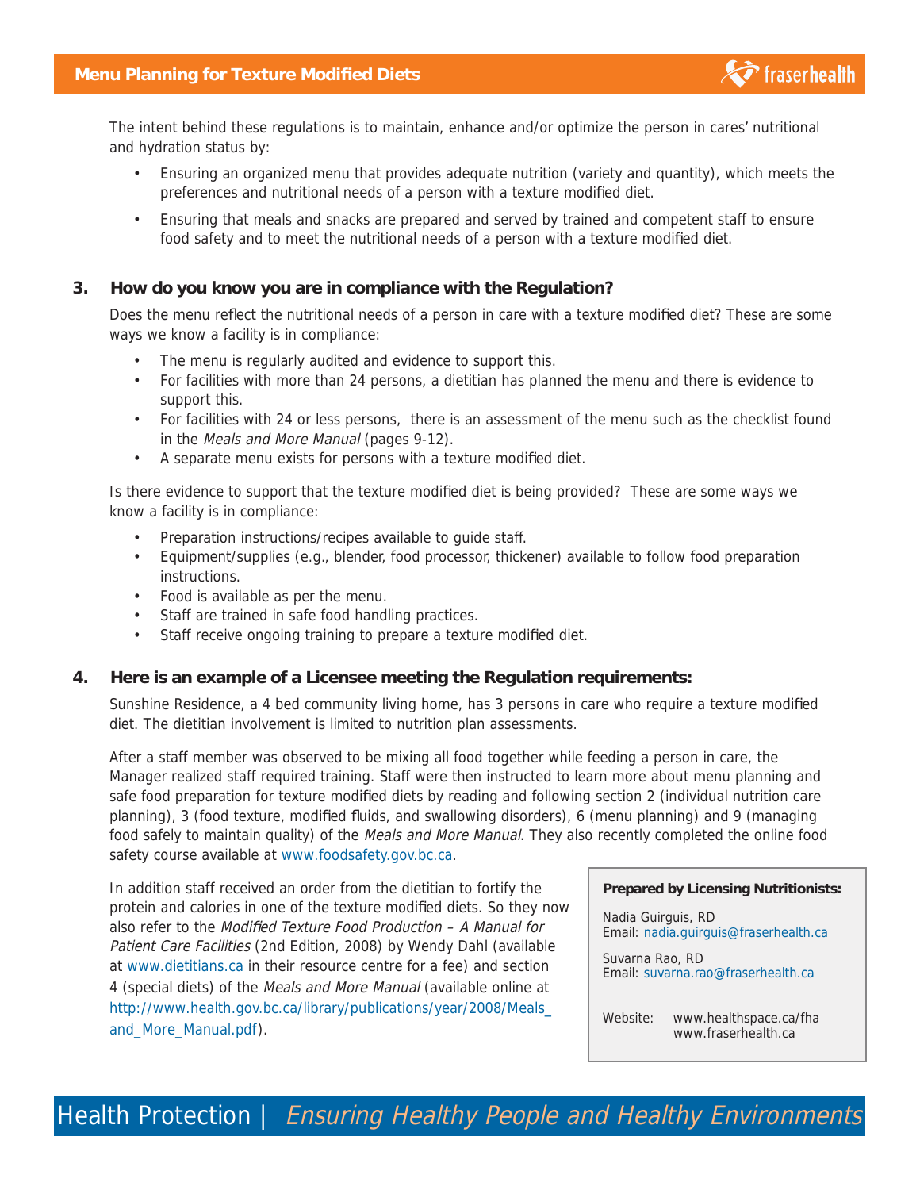The intent behind these regulations is to maintain, enhance and/or optimize the person in cares' nutritional and hydration status by:

- Ensuring an organized menu that provides adequate nutrition (variety and quantity), which meets the preferences and nutritional needs of a person with a texture modified diet.
- Ensuring that meals and snacks are prepared and served by trained and competent staff to ensure food safety and to meet the nutritional needs of a person with a texture modified diet.

## 3. How do you know you are in compliance with the Regulation?

Does the menu reflect the nutritional needs of a person in care with a texture modified diet? These are some ways we know a facility is in compliance:

- The menu is regularly audited and evidence to support this.
- For facilities with more than 24 persons, a dietitian has planned the menu and there is evidence to support this.
- For facilities with 24 or less persons, there is an assessment of the menu such as the checklist found in the *Meals and More Manual* (pages 9-12).
- A separate menu exists for persons with a texture modified diet.

Is there evidence to support that the texture modified diet is being provided? These are some ways we know a facility is in compliance:

- Preparation instructions/recipes available to guide staff.
- Equipment/supplies (e.g., blender, food processor, thickener) available to follow food preparation instructions.
- Food is available as per the menu.
- Staff are trained in safe food handling practices.
- Staff receive ongoing training to prepare a texture modified diet.

## 4. Here is an example of a Licensee meeting the Regulation requirements:

Sunshine Residence, a 4 bed community living home, has 3 persons in care who require a texture modified diet. The dietitian involvement is limited to nutrition plan assessments.

After a staff member was observed to be mixing all food together while feeding a person in care, the Manager realized staff required training. Staff were then instructed to learn more about menu planning and safe food preparation for texture modified diets by reading and following section 2 (individual nutrition care planning), 3 (food texture, modified fluids, and swallowing disorders), 6 (menu planning) and 9 (managing food safely to maintain quality) of the *Meals and More Manual*. They also recently completed the online food safety course available at www.foodsafety.gov.bc.ca.

In addition staff received an order from the dietitian to fortify the protein and calories in one of the texture modified diets. So they now also refer to the *Modified Texture Food Production – A Manual for Patient Care Facilities* (2nd Edition, 2008) by Wendy Dahl (available at www.dietitians.ca in their resource centre for a fee) and section 4 (special diets) of the *Meals and More Manual* (available online at http://www.health.gov.bc.ca/library/publications/year/2008/Meals_and_More_Manual.pdf).

**Prepared by Licensing Nutritionists:**

Nadia Guirguis, RD
Email: nadia.guirguis@fraserhealth.ca

Suvarna Rao, RD
Email: suvarna.rao@fraserhealth.ca

Website: www.healthspace.ca/fha
www.fraserhealth.ca